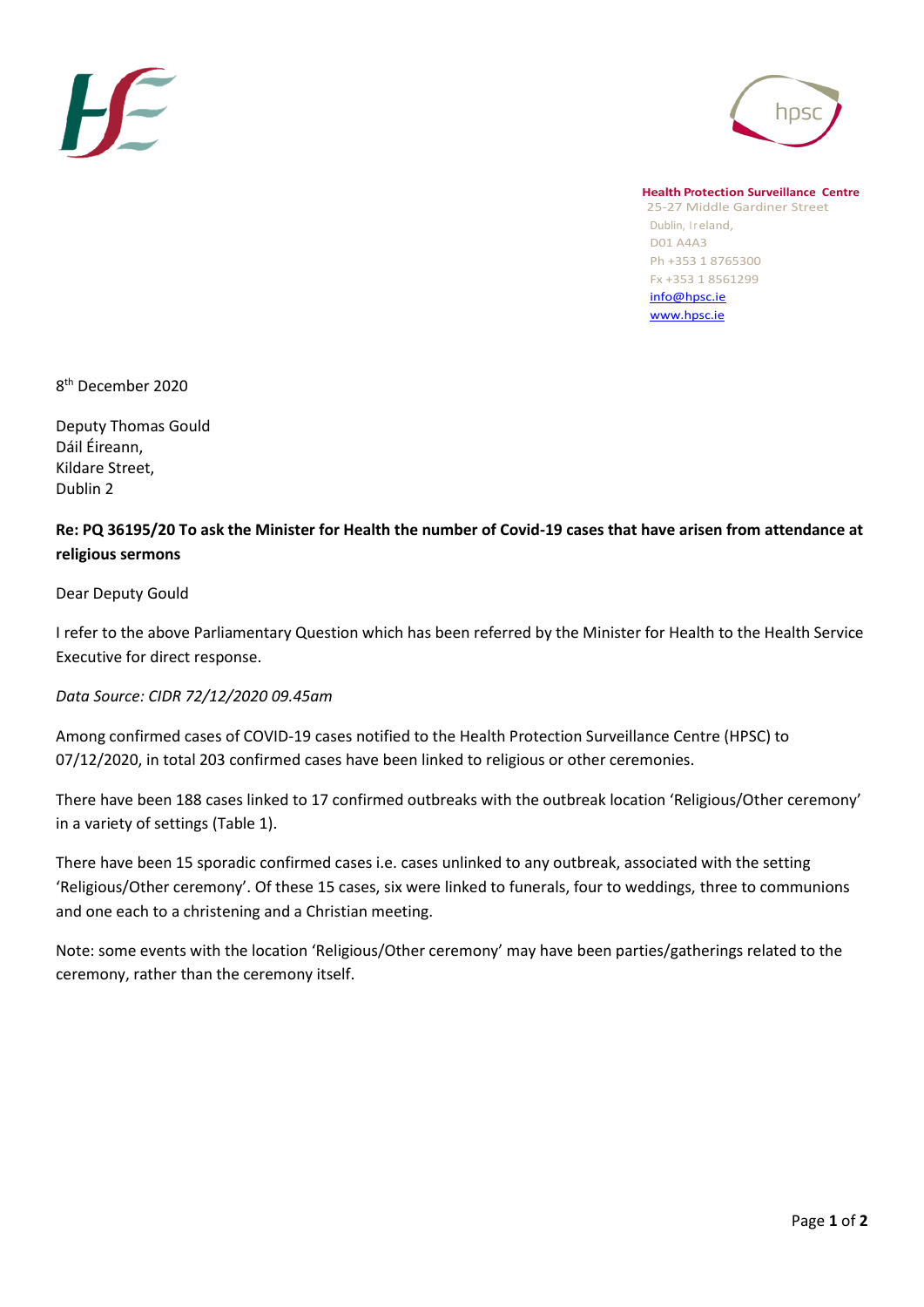**Health Protection Surveillance Centre**
25-27 Middle Gardiner Street
Dublin, Ireland,
D01 A4A3
Ph +353 1 8765300
Fx +353 1 8561299
info@hpsc.ie
www.hpsc.ie

8th December 2020

Deputy Thomas Gould
Dáil Éireann,
Kildare Street,
Dublin 2

**Re: PQ 36195/20 To ask the Minister for Health the number of Covid-19 cases that have arisen from attendance at religious sermons**

Dear Deputy Gould

I refer to the above Parliamentary Question which has been referred by the Minister for Health to the Health Service Executive for direct response.

*Data Source: CIDR 72/12/2020 09.45am*

Among confirmed cases of COVID-19 cases notified to the Health Protection Surveillance Centre (HPSC) to 07/12/2020, in total 203 confirmed cases have been linked to religious or other ceremonies.

There have been 188 cases linked to 17 confirmed outbreaks with the outbreak location 'Religious/Other ceremony' in a variety of settings (Table 1).

There have been 15 sporadic confirmed cases i.e. cases unlinked to any outbreak, associated with the setting 'Religious/Other ceremony'. Of these 15 cases, six were linked to funerals, four to weddings, three to communions and one each to a christening and a Christian meeting.

Note: some events with the location 'Religious/Other ceremony' may have been parties/gatherings related to the ceremony, rather than the ceremony itself.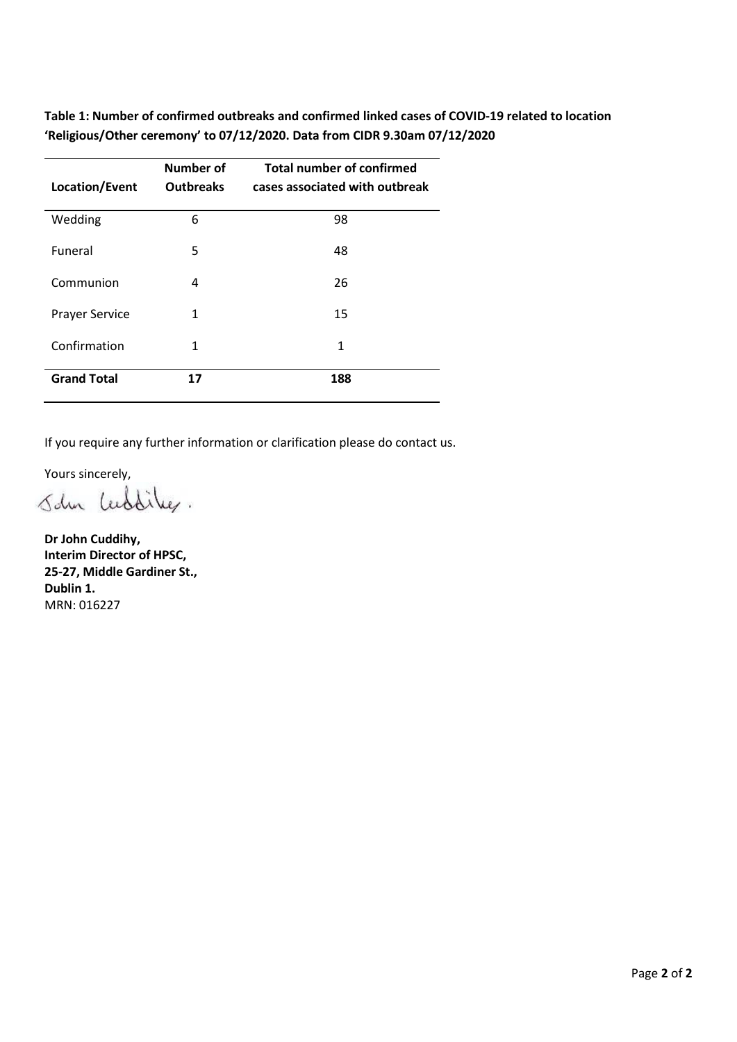**Table 1: Number of confirmed outbreaks and confirmed linked cases of COVID-19 related to location 'Religious/Other ceremony' to 07/12/2020. Data from CIDR 9.30am 07/12/2020**

| Location/Event | Number of Outbreaks | Total number of confirmed cases associated with outbreak |
|---|---|---|
| Wedding | 6 | 98 |
| Funeral | 5 | 48 |
| Communion | 4 | 26 |
| Prayer Service | 1 | 15 |
| Confirmation | 1 | 1 |
| **Grand Total** | **17** | **188** |

If you require any further information or clarification please do contact us.

Yours sincerely,

John Cuddihy.

**Dr John Cuddihy,**
**Interim Director of HPSC,**
**25-27, Middle Gardiner St.,**
**Dublin 1.**
MRN: 016227